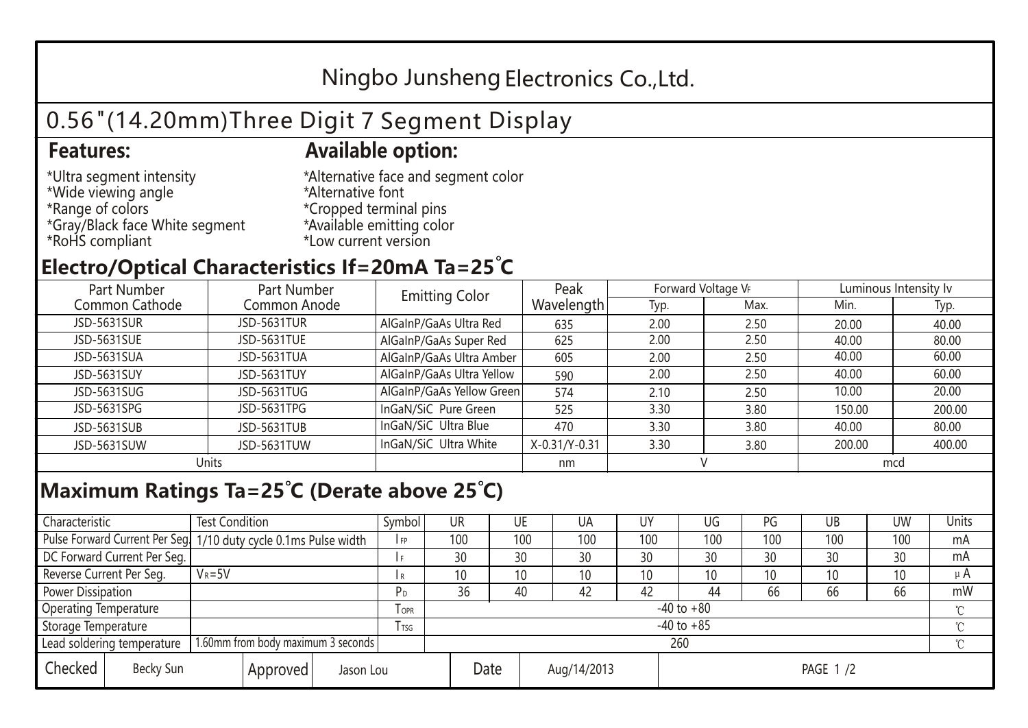# Ningbo Junsheng Electronics Co.,Ltd.

## 0.56"(14.20mm)Three Digit 7 Segment Display

**Features:**

*Ultra segment intensity
*Wide viewing angle
*Range of colors
*Gray/Black face White segment
*RoHS compliant

**Available option:**

*Alternative face and segment color
*Alternative font
*Cropped terminal pins
*Available emitting color
*Low current version

## Electro/Optical Characteristics If=20mA Ta=25°C

| Part Number Common Cathode | Part Number Common Anode | Emitting Color | Peak Wavelength | Forward Voltage $V_F$ | | Luminous Intensity Iv | |
|---|---|---|---|---|---|---|---|
| | | | | Typ. | Max. | Min. | Typ. |
| JSD-5631SUR | JSD-5631TUR | AlGaInP/GaAs Ultra Red | 635 | 2.00 | 2.50 | 20.00 | 40.00 |
| JSD-5631SUE | JSD-5631TUE | AlGaInP/GaAs Super Red | 625 | 2.00 | 2.50 | 40.00 | 80.00 |
| JSD-5631SUA | JSD-5631TUA | AlGaInP/GaAs Ultra Amber | 605 | 2.00 | 2.50 | 40.00 | 60.00 |
| JSD-5631SUY | JSD-5631TUY | AlGaInP/GaAs Ultra Yellow | 590 | 2.00 | 2.50 | 40.00 | 60.00 |
| JSD-5631SUG | JSD-5631TUG | AlGaInP/GaAs Yellow Green | 574 | 2.10 | 2.50 | 10.00 | 20.00 |
| JSD-5631SPG | JSD-5631TPG | InGaN/SiC Pure Green | 525 | 3.30 | 3.80 | 150.00 | 200.00 |
| JSD-5631SUB | JSD-5631TUB | InGaN/SiC Ultra Blue | 470 | 3.30 | 3.80 | 40.00 | 80.00 |
| JSD-5631SUW | JSD-5631TUW | InGaN/SiC Ultra White | X-0.31/Y-0.31 | 3.30 | 3.80 | 200.00 | 400.00 |
| Units | | | nm | V | | mcd | |

## Maximum Ratings Ta=25°C (Derate above 25°C)

| Characteristic | Test Condition | Symbol | UR | UE | UA | UY | UG | PG | UB | UW | Units |
|---|---|---|---|---|---|---|---|---|---|---|---|
| Pulse Forward Current Per Seg. | 1/10 duty cycle 0.1ms Pulse width | $I_{FP}$ | 100 | 100 | 100 | 100 | 100 | 100 | 100 | 100 | mA |
| DC Forward Current Per Seg. | | $I_F$ | 30 | 30 | 30 | 30 | 30 | 30 | 30 | 30 | mA |
| Reverse Current Per Seg. | $V_R$=5V | $I_R$ | 10 | 10 | 10 | 10 | 10 | 10 | 10 | 10 | μA |
| Power Dissipation | | $P_D$ | 36 | 40 | 42 | 42 | 44 | 66 | 66 | 66 | mW |
| Operating Temperature | | $T_{OPR}$ | -40 to +80 | | | | | | | | ℃ |
| Storage Temperature | | $T_{TSG}$ | -40 to +85 | | | | | | | | ℃ |
| Lead soldering temperature | 1.60mm from body maximum 3 seconds | | 260 | | | | | | | | ℃ |

| Checked | Becky Sun | Approved | Jason Lou | Date | Aug/14/2013 |
|---|---|---|---|---|---|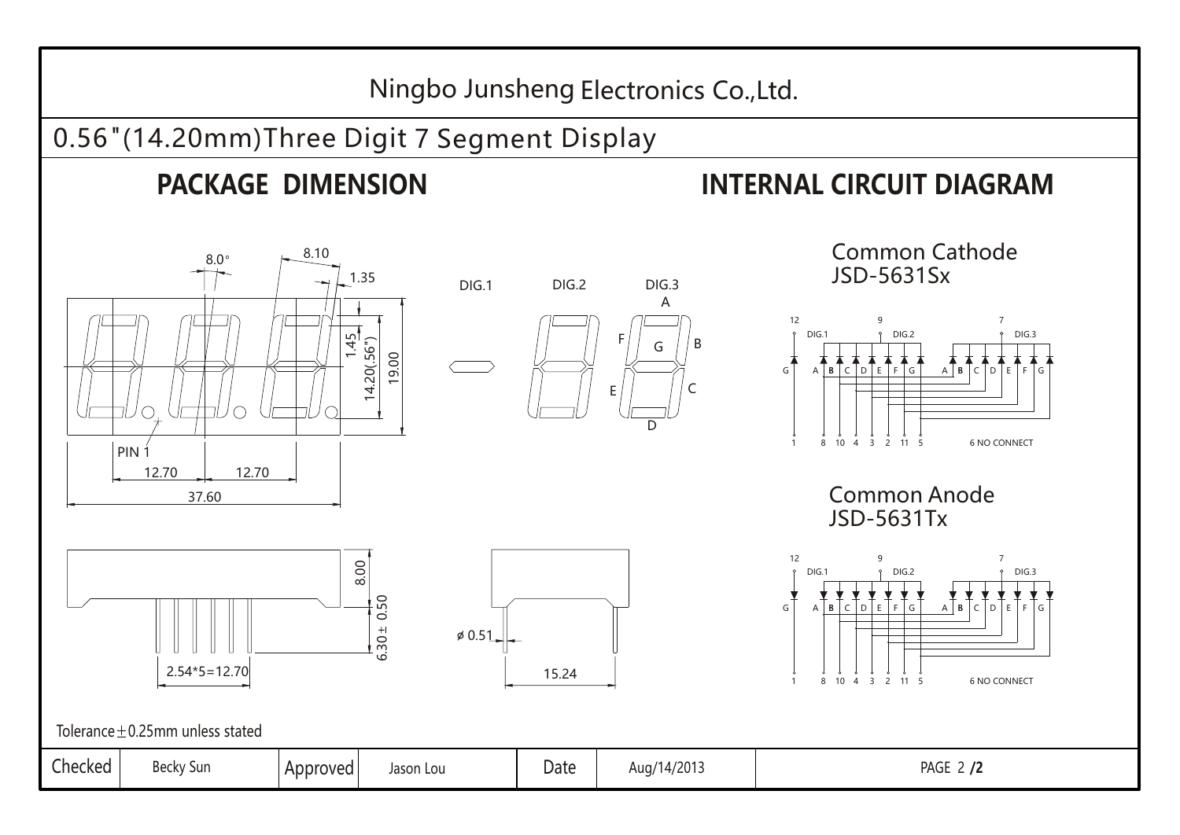Ningbo Junsheng Electronics Co.,Ltd.

0.56"(14.20mm)Three Digit 7 Segment Display

## PACKAGE DIMENSION

8.0°

8.10

1.35

1.45

14.20(.56")

19.00

PIN 1

12.70

12.70

37.60

DIG.1

DIG.2

DIG.3

A

B

C

D

E

F

G

8.00

6.30± 0.50

ø 0.51

2.54*5=12.70

15.24

Tolerance ± 0.25mm unless stated

## INTERNAL CIRCUIT DIAGRAM

### Common Cathode
### JSD-5631Sx

12 DIG.1

9 DIG.2

7 DIG.3

G A B C D E F G A B C D E F G

1 8 10 4 3 2 11 5

6 NO CONNECT

### Common Anode
### JSD-5631Tx

12 DIG.1

9 DIG.2

7 DIG.3

G A B C D E F G A B C D E F G

1 8 10 4 3 2 11 5

6 NO CONNECT

| Checked | Becky Sun | Approved | Jason Lou | Date | Aug/14/2013 |
| --- | --- | --- | --- | --- | --- |